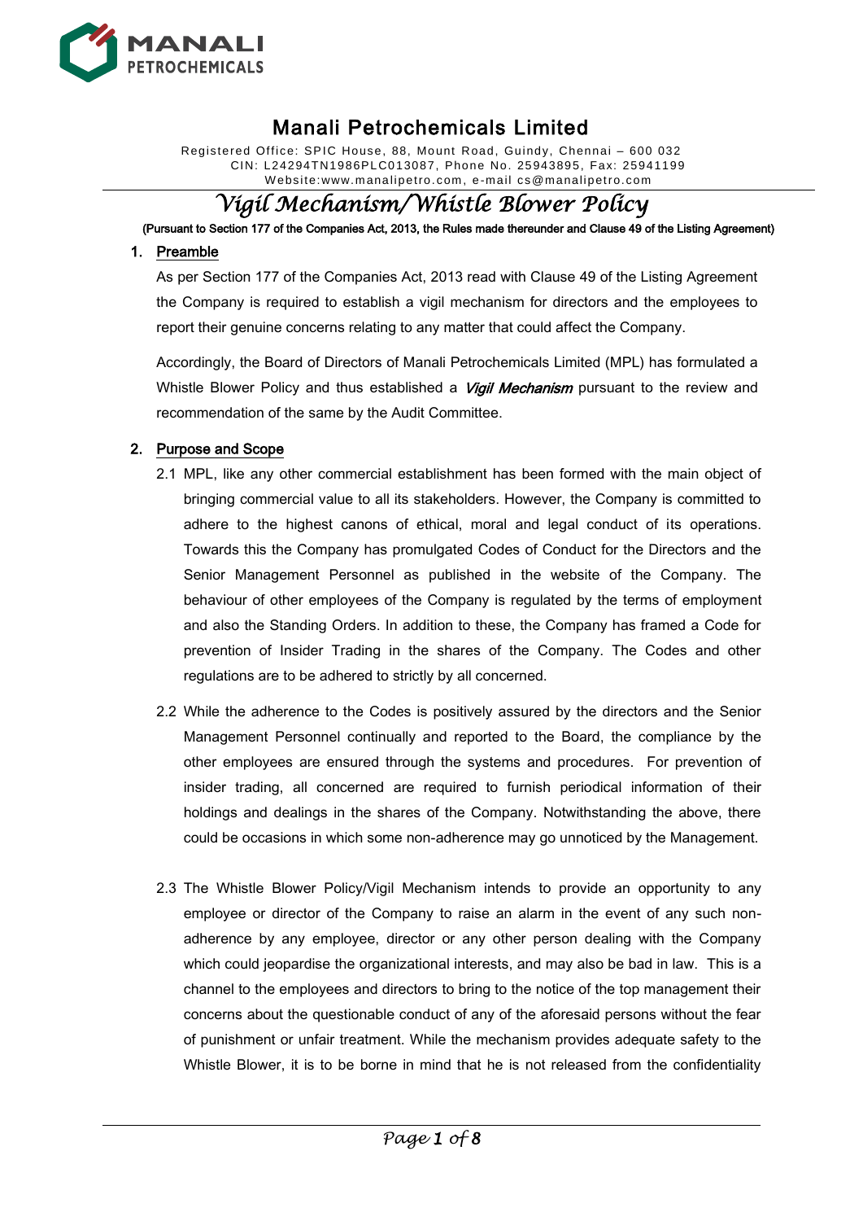# Manali Petrochemicals Limited

Registered Office: SPIC House, 88, Mount Road, Guindy, Chennai – 600 032
CIN: L24294TN1986PLC013087, Phone No. 25943895, Fax: 25941199
Website:www.manalipetro.com, e-mail cs@manalipetro.com

## *Vigil Mechanism/Whistle Blower Policy*

**(Pursuant to Section 177 of the Companies Act, 2013, the Rules made thereunder and Clause 49 of the Listing Agreement)**

### 1. Preamble

As per Section 177 of the Companies Act, 2013 read with Clause 49 of the Listing Agreement the Company is required to establish a vigil mechanism for directors and the employees to report their genuine concerns relating to any matter that could affect the Company.

Accordingly, the Board of Directors of Manali Petrochemicals Limited (MPL) has formulated a Whistle Blower Policy and thus established a ***Vigil Mechanism*** pursuant to the review and recommendation of the same by the Audit Committee.

### 2. Purpose and Scope

2.1 MPL, like any other commercial establishment has been formed with the main object of bringing commercial value to all its stakeholders. However, the Company is committed to adhere to the highest canons of ethical, moral and legal conduct of its operations. Towards this the Company has promulgated Codes of Conduct for the Directors and the Senior Management Personnel as published in the website of the Company. The behaviour of other employees of the Company is regulated by the terms of employment and also the Standing Orders. In addition to these, the Company has framed a Code for prevention of Insider Trading in the shares of the Company. The Codes and other regulations are to be adhered to strictly by all concerned.

2.2 While the adherence to the Codes is positively assured by the directors and the Senior Management Personnel continually and reported to the Board, the compliance by the other employees are ensured through the systems and procedures. For prevention of insider trading, all concerned are required to furnish periodical information of their holdings and dealings in the shares of the Company. Notwithstanding the above, there could be occasions in which some non-adherence may go unnoticed by the Management.

2.3 The Whistle Blower Policy/Vigil Mechanism intends to provide an opportunity to any employee or director of the Company to raise an alarm in the event of any such non-adherence by any employee, director or any other person dealing with the Company which could jeopardise the organizational interests, and may also be bad in law. This is a channel to the employees and directors to bring to the notice of the top management their concerns about the questionable conduct of any of the aforesaid persons without the fear of punishment or unfair treatment. While the mechanism provides adequate safety to the Whistle Blower, it is to be borne in mind that he is not released from the confidentiality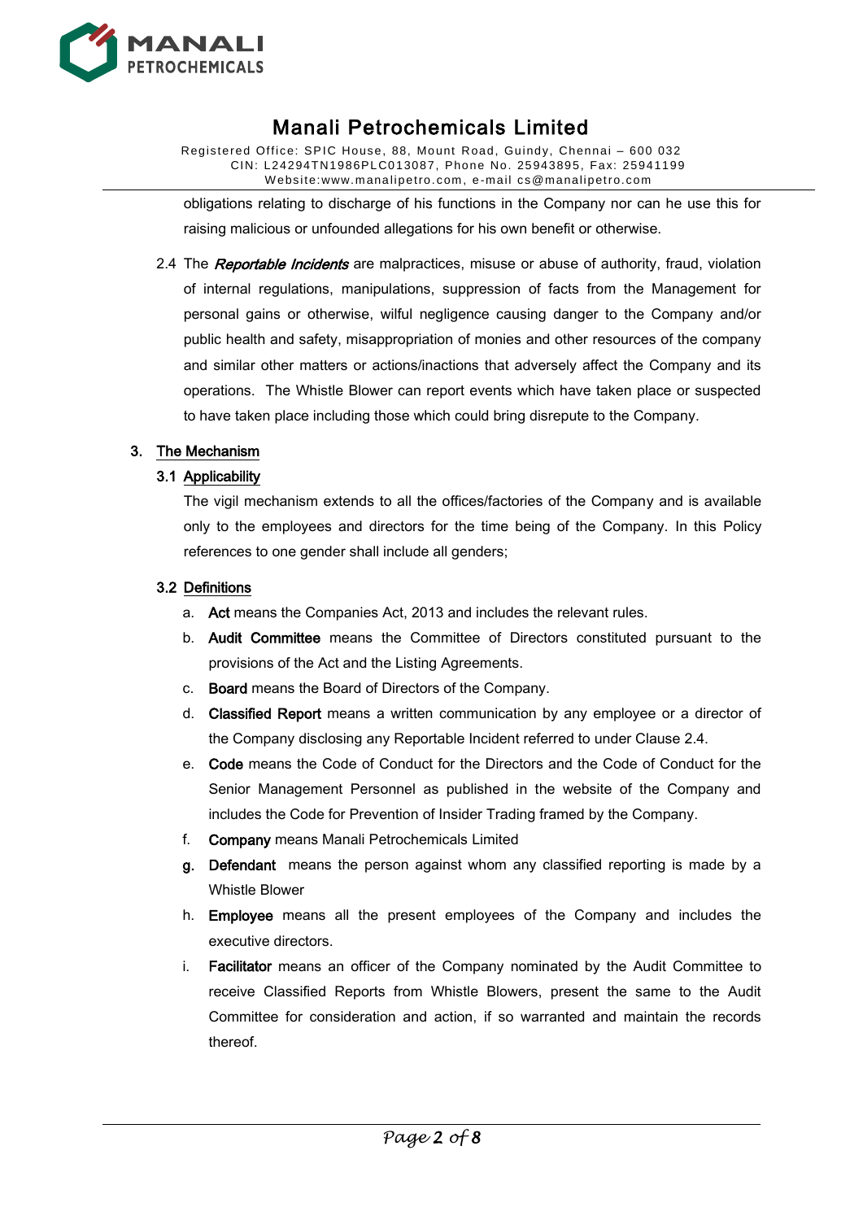obligations relating to discharge of his functions in the Company nor can he use this for raising malicious or unfounded allegations for his own benefit or otherwise.

2.4 The ***Reportable Incidents*** are malpractices, misuse or abuse of authority, fraud, violation of internal regulations, manipulations, suppression of facts from the Management for personal gains or otherwise, wilful negligence causing danger to the Company and/or public health and safety, misappropriation of monies and other resources of the company and similar other matters or actions/inactions that adversely affect the Company and its operations. The Whistle Blower can report events which have taken place or suspected to have taken place including those which could bring disrepute to the Company.

## 3. The Mechanism

### 3.1 Applicability

The vigil mechanism extends to all the offices/factories of the Company and is available only to the employees and directors for the time being of the Company. In this Policy references to one gender shall include all genders;

### 3.2 Definitions

a. **Act** means the Companies Act, 2013 and includes the relevant rules.

b. **Audit Committee** means the Committee of Directors constituted pursuant to the provisions of the Act and the Listing Agreements.

c. **Board** means the Board of Directors of the Company.

d. **Classified Report** means a written communication by any employee or a director of the Company disclosing any Reportable Incident referred to under Clause 2.4.

e. **Code** means the Code of Conduct for the Directors and the Code of Conduct for the Senior Management Personnel as published in the website of the Company and includes the Code for Prevention of Insider Trading framed by the Company.

f. **Company** means Manali Petrochemicals Limited

g. **Defendant** means the person against whom any classified reporting is made by a Whistle Blower

h. **Employee** means all the present employees of the Company and includes the executive directors.

i. **Facilitator** means an officer of the Company nominated by the Audit Committee to receive Classified Reports from Whistle Blowers, present the same to the Audit Committee for consideration and action, if so warranted and maintain the records thereof.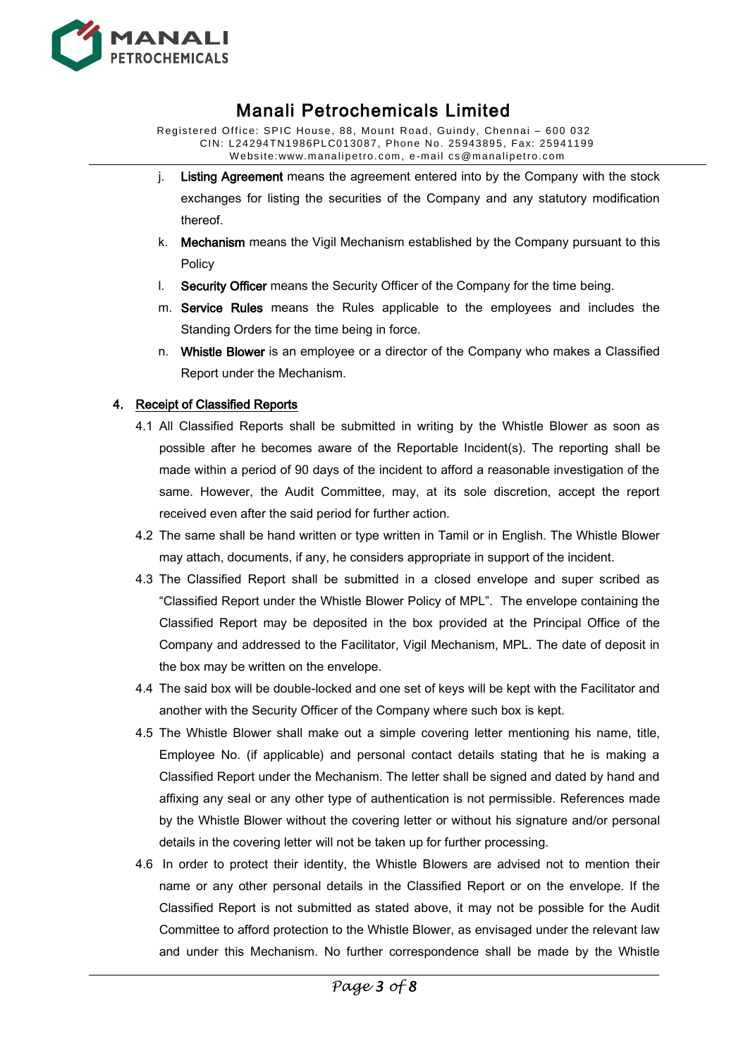j. **Listing Agreement** means the agreement entered into by the Company with the stock exchanges for listing the securities of the Company and any statutory modification thereof.

k. **Mechanism** means the Vigil Mechanism established by the Company pursuant to this Policy

l. **Security Officer** means the Security Officer of the Company for the time being.

m. **Service Rules** means the Rules applicable to the employees and includes the Standing Orders for the time being in force.

n. **Whistle Blower** is an employee or a director of the Company who makes a Classified Report under the Mechanism.

## 4. Receipt of Classified Reports

4.1 All Classified Reports shall be submitted in writing by the Whistle Blower as soon as possible after he becomes aware of the Reportable Incident(s). The reporting shall be made within a period of 90 days of the incident to afford a reasonable investigation of the same. However, the Audit Committee, may, at its sole discretion, accept the report received even after the said period for further action.

4.2 The same shall be hand written or type written in Tamil or in English. The Whistle Blower may attach, documents, if any, he considers appropriate in support of the incident.

4.3 The Classified Report shall be submitted in a closed envelope and super scribed as "Classified Report under the Whistle Blower Policy of MPL". The envelope containing the Classified Report may be deposited in the box provided at the Principal Office of the Company and addressed to the Facilitator, Vigil Mechanism, MPL. The date of deposit in the box may be written on the envelope.

4.4 The said box will be double-locked and one set of keys will be kept with the Facilitator and another with the Security Officer of the Company where such box is kept.

4.5 The Whistle Blower shall make out a simple covering letter mentioning his name, title, Employee No. (if applicable) and personal contact details stating that he is making a Classified Report under the Mechanism. The letter shall be signed and dated by hand and affixing any seal or any other type of authentication is not permissible. References made by the Whistle Blower without the covering letter or without his signature and/or personal details in the covering letter will not be taken up for further processing.

4.6 In order to protect their identity, the Whistle Blowers are advised not to mention their name or any other personal details in the Classified Report or on the envelope. If the Classified Report is not submitted as stated above, it may not be possible for the Audit Committee to afford protection to the Whistle Blower, as envisaged under the relevant law and under this Mechanism. No further correspondence shall be made by the Whistle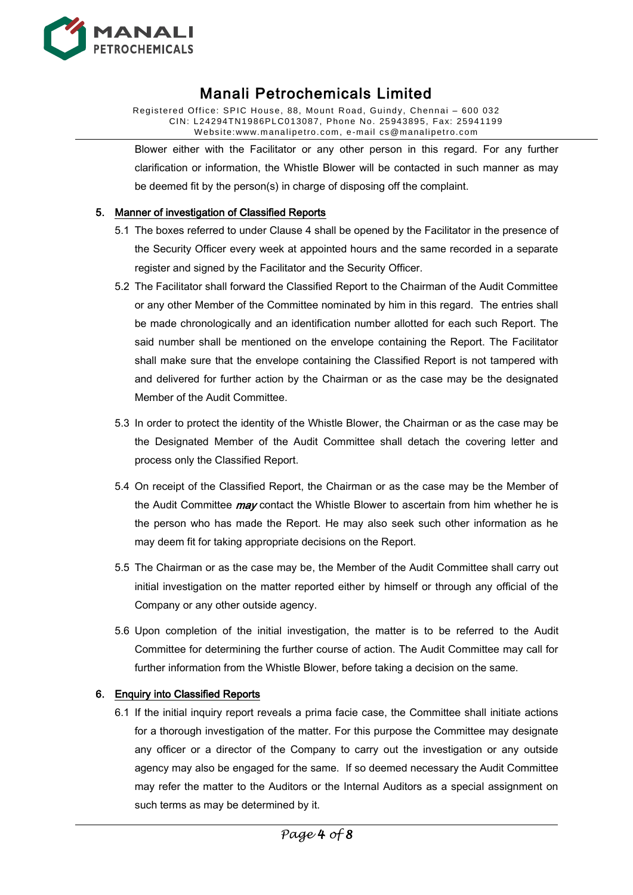Blower either with the Facilitator or any other person in this regard. For any further clarification or information, the Whistle Blower will be contacted in such manner as may be deemed fit by the person(s) in charge of disposing off the complaint.

## 5. Manner of investigation of Classified Reports

5.1 The boxes referred to under Clause 4 shall be opened by the Facilitator in the presence of the Security Officer every week at appointed hours and the same recorded in a separate register and signed by the Facilitator and the Security Officer.

5.2 The Facilitator shall forward the Classified Report to the Chairman of the Audit Committee or any other Member of the Committee nominated by him in this regard. The entries shall be made chronologically and an identification number allotted for each such Report. The said number shall be mentioned on the envelope containing the Report. The Facilitator shall make sure that the envelope containing the Classified Report is not tampered with and delivered for further action by the Chairman or as the case may be the designated Member of the Audit Committee.

5.3 In order to protect the identity of the Whistle Blower, the Chairman or as the case may be the Designated Member of the Audit Committee shall detach the covering letter and process only the Classified Report.

5.4 On receipt of the Classified Report, the Chairman or as the case may be the Member of the Audit Committee ***may*** contact the Whistle Blower to ascertain from him whether he is the person who has made the Report. He may also seek such other information as he may deem fit for taking appropriate decisions on the Report.

5.5 The Chairman or as the case may be, the Member of the Audit Committee shall carry out initial investigation on the matter reported either by himself or through any official of the Company or any other outside agency.

5.6 Upon completion of the initial investigation, the matter is to be referred to the Audit Committee for determining the further course of action. The Audit Committee may call for further information from the Whistle Blower, before taking a decision on the same.

## 6. Enquiry into Classified Reports

6.1 If the initial inquiry report reveals a prima facie case, the Committee shall initiate actions for a thorough investigation of the matter. For this purpose the Committee may designate any officer or a director of the Company to carry out the investigation or any outside agency may also be engaged for the same. If so deemed necessary the Audit Committee may refer the matter to the Auditors or the Internal Auditors as a special assignment on such terms as may be determined by it.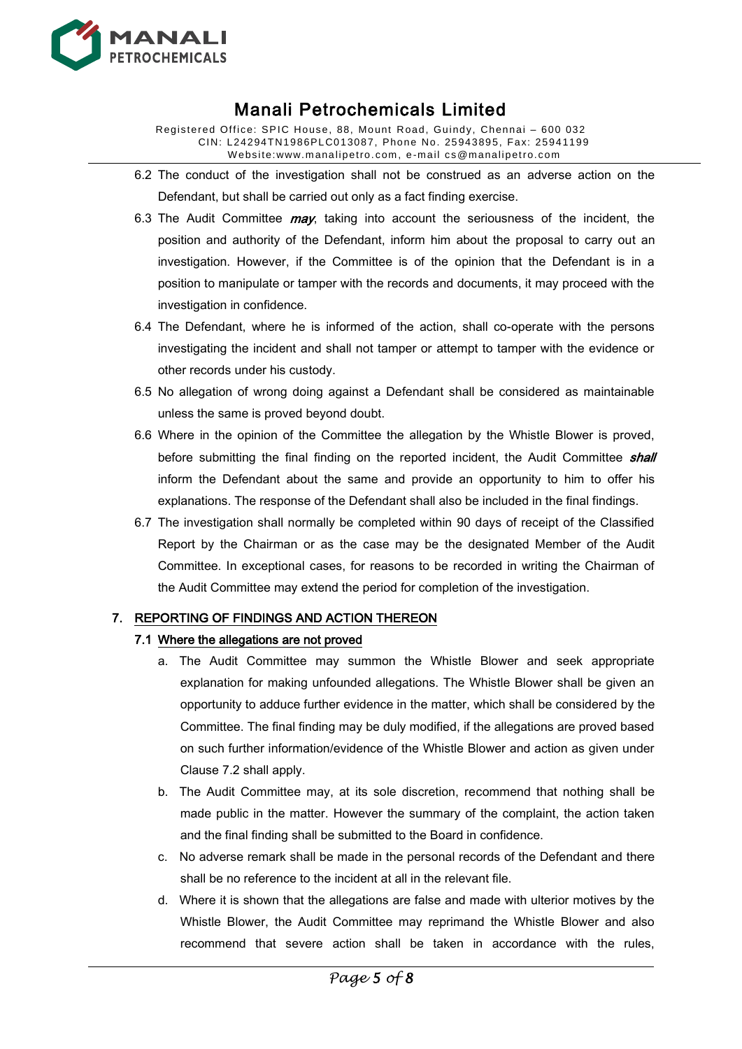6.2 The conduct of the investigation shall not be construed as an adverse action on the Defendant, but shall be carried out only as a fact finding exercise.

6.3 The Audit Committee ***may***, taking into account the seriousness of the incident, the position and authority of the Defendant, inform him about the proposal to carry out an investigation. However, if the Committee is of the opinion that the Defendant is in a position to manipulate or tamper with the records and documents, it may proceed with the investigation in confidence.

6.4 The Defendant, where he is informed of the action, shall co-operate with the persons investigating the incident and shall not tamper or attempt to tamper with the evidence or other records under his custody.

6.5 No allegation of wrong doing against a Defendant shall be considered as maintainable unless the same is proved beyond doubt.

6.6 Where in the opinion of the Committee the allegation by the Whistle Blower is proved, before submitting the final finding on the reported incident, the Audit Committee ***shall*** inform the Defendant about the same and provide an opportunity to him to offer his explanations. The response of the Defendant shall also be included in the final findings.

6.7 The investigation shall normally be completed within 90 days of receipt of the Classified Report by the Chairman or as the case may be the designated Member of the Audit Committee. In exceptional cases, for reasons to be recorded in writing the Chairman of the Audit Committee may extend the period for completion of the investigation.

## 7. REPORTING OF FINDINGS AND ACTION THEREON

### 7.1 Where the allegations are not proved

a. The Audit Committee may summon the Whistle Blower and seek appropriate explanation for making unfounded allegations. The Whistle Blower shall be given an opportunity to adduce further evidence in the matter, which shall be considered by the Committee. The final finding may be duly modified, if the allegations are proved based on such further information/evidence of the Whistle Blower and action as given under Clause 7.2 shall apply.

b. The Audit Committee may, at its sole discretion, recommend that nothing shall be made public in the matter. However the summary of the complaint, the action taken and the final finding shall be submitted to the Board in confidence.

c. No adverse remark shall be made in the personal records of the Defendant and there shall be no reference to the incident at all in the relevant file.

d. Where it is shown that the allegations are false and made with ulterior motives by the Whistle Blower, the Audit Committee may reprimand the Whistle Blower and also recommend that severe action shall be taken in accordance with the rules,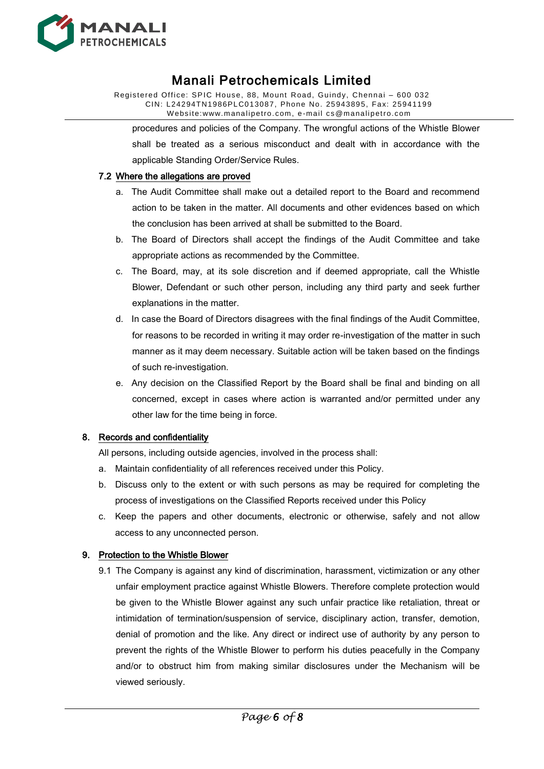procedures and policies of the Company. The wrongful actions of the Whistle Blower shall be treated as a serious misconduct and dealt with in accordance with the applicable Standing Order/Service Rules.

### 7.2 Where the allegations are proved

a. The Audit Committee shall make out a detailed report to the Board and recommend action to be taken in the matter. All documents and other evidences based on which the conclusion has been arrived at shall be submitted to the Board.

b. The Board of Directors shall accept the findings of the Audit Committee and take appropriate actions as recommended by the Committee.

c. The Board, may, at its sole discretion and if deemed appropriate, call the Whistle Blower, Defendant or such other person, including any third party and seek further explanations in the matter.

d. In case the Board of Directors disagrees with the final findings of the Audit Committee, for reasons to be recorded in writing it may order re-investigation of the matter in such manner as it may deem necessary. Suitable action will be taken based on the findings of such re-investigation.

e. Any decision on the Classified Report by the Board shall be final and binding on all concerned, except in cases where action is warranted and/or permitted under any other law for the time being in force.

## 8. Records and confidentiality

All persons, including outside agencies, involved in the process shall:

a. Maintain confidentiality of all references received under this Policy.

b. Discuss only to the extent or with such persons as may be required for completing the process of investigations on the Classified Reports received under this Policy

c. Keep the papers and other documents, electronic or otherwise, safely and not allow access to any unconnected person.

## 9. Protection to the Whistle Blower

9.1 The Company is against any kind of discrimination, harassment, victimization or any other unfair employment practice against Whistle Blowers. Therefore complete protection would be given to the Whistle Blower against any such unfair practice like retaliation, threat or intimidation of termination/suspension of service, disciplinary action, transfer, demotion, denial of promotion and the like. Any direct or indirect use of authority by any person to prevent the rights of the Whistle Blower to perform his duties peacefully in the Company and/or to obstruct him from making similar disclosures under the Mechanism will be viewed seriously.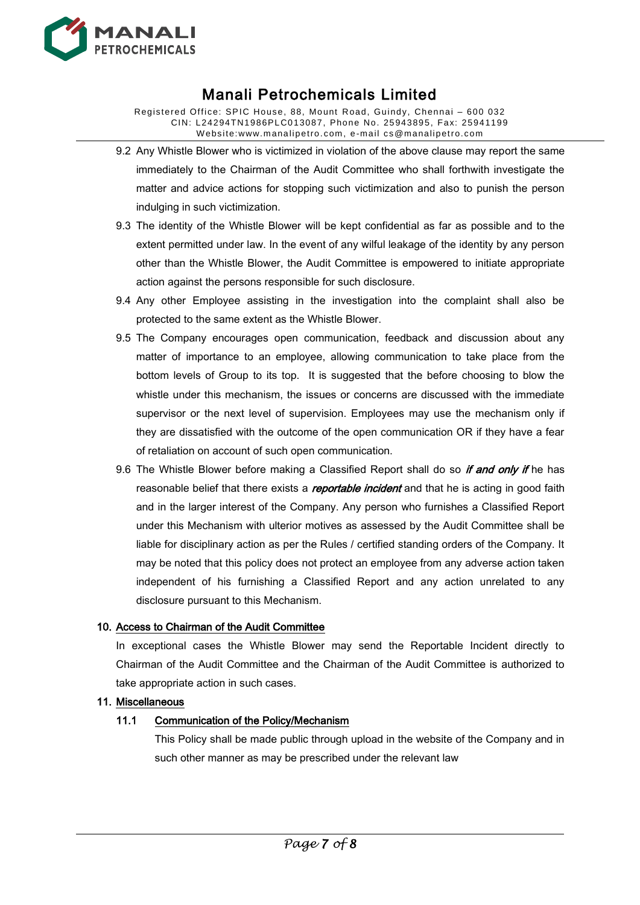9.2 Any Whistle Blower who is victimized in violation of the above clause may report the same immediately to the Chairman of the Audit Committee who shall forthwith investigate the matter and advice actions for stopping such victimization and also to punish the person indulging in such victimization.

9.3 The identity of the Whistle Blower will be kept confidential as far as possible and to the extent permitted under law. In the event of any wilful leakage of the identity by any person other than the Whistle Blower, the Audit Committee is empowered to initiate appropriate action against the persons responsible for such disclosure.

9.4 Any other Employee assisting in the investigation into the complaint shall also be protected to the same extent as the Whistle Blower.

9.5 The Company encourages open communication, feedback and discussion about any matter of importance to an employee, allowing communication to take place from the bottom levels of Group to its top. It is suggested that the before choosing to blow the whistle under this mechanism, the issues or concerns are discussed with the immediate supervisor or the next level of supervision. Employees may use the mechanism only if they are dissatisfied with the outcome of the open communication OR if they have a fear of retaliation on account of such open communication.

9.6 The Whistle Blower before making a Classified Report shall do so ***if and only if*** he has reasonable belief that there exists a ***reportable incident*** and that he is acting in good faith and in the larger interest of the Company. Any person who furnishes a Classified Report under this Mechanism with ulterior motives as assessed by the Audit Committee shall be liable for disciplinary action as per the Rules / certified standing orders of the Company. It may be noted that this policy does not protect an employee from any adverse action taken independent of his furnishing a Classified Report and any action unrelated to any disclosure pursuant to this Mechanism.

## 10. Access to Chairman of the Audit Committee

In exceptional cases the Whistle Blower may send the Reportable Incident directly to Chairman of the Audit Committee and the Chairman of the Audit Committee is authorized to take appropriate action in such cases.

## 11. Miscellaneous

### 11.1 Communication of the Policy/Mechanism

This Policy shall be made public through upload in the website of the Company and in such other manner as may be prescribed under the relevant law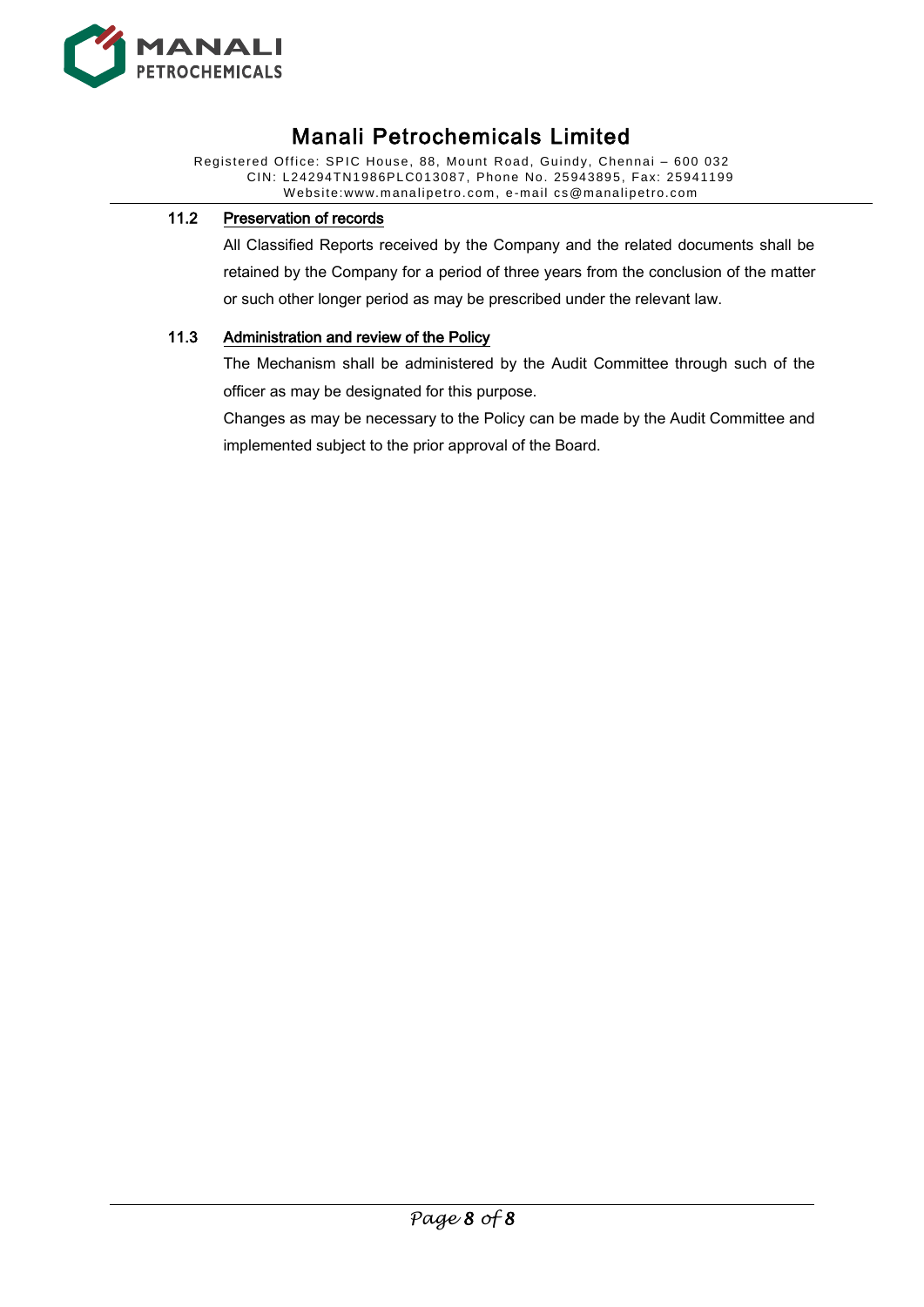### 11.2 Preservation of records

All Classified Reports received by the Company and the related documents shall be retained by the Company for a period of three years from the conclusion of the matter or such other longer period as may be prescribed under the relevant law.

### 11.3 Administration and review of the Policy

The Mechanism shall be administered by the Audit Committee through such of the officer as may be designated for this purpose.

Changes as may be necessary to the Policy can be made by the Audit Committee and implemented subject to the prior approval of the Board.